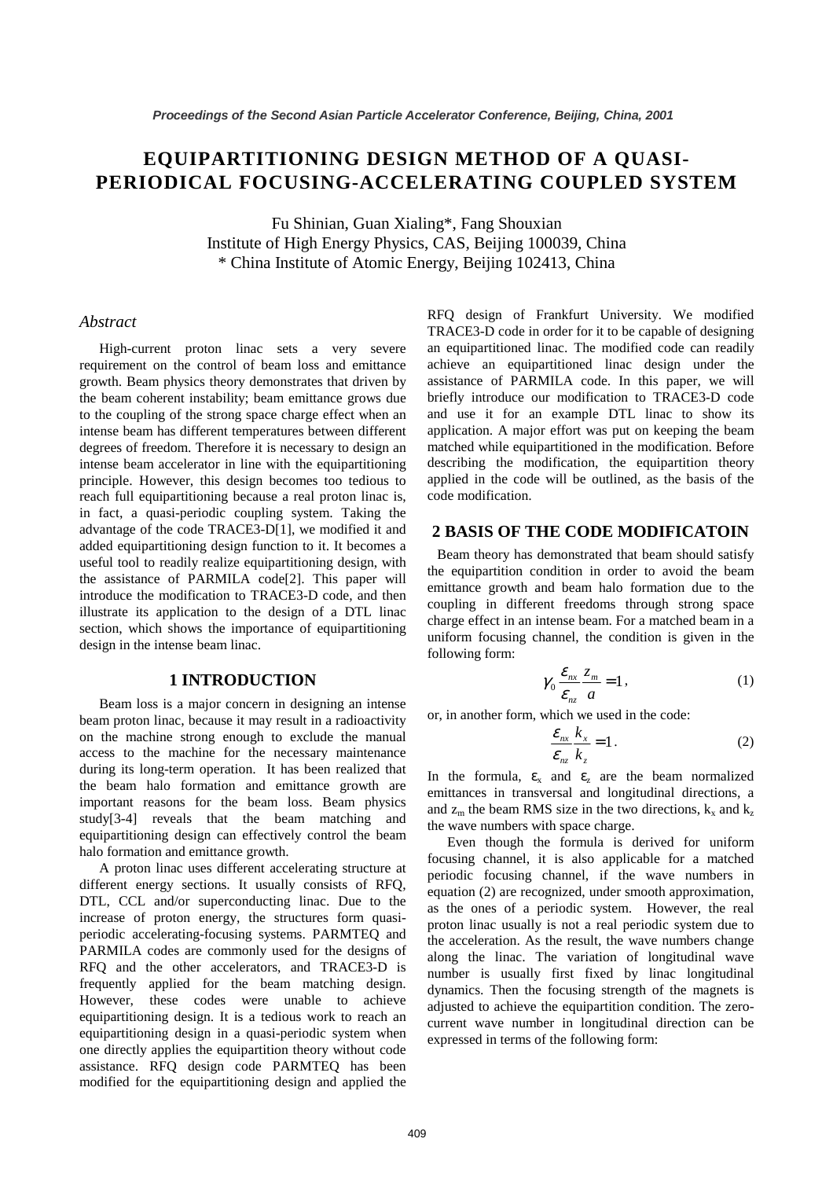# EQUIPARTITIONING DESIGN METHOD OF A QUASI-PERIODICAL FOCUSING-ACCELERATING COUPLED SYSTEM

Fu Shinian, Guan Xialing*, Fang Shouxian
Institute of High Energy Physics, CAS, Beijing 100039, China
* China Institute of Atomic Energy, Beijing 102413, China

## *Abstract*

High-current proton linac sets a very severe requirement on the control of beam loss and emittance growth. Beam physics theory demonstrates that driven by the beam coherent instability; beam emittance grows due to the coupling of the strong space charge effect when an intense beam has different temperatures between different degrees of freedom. Therefore it is necessary to design an intense beam accelerator in line with the equipartitioning principle. However, this design becomes too tedious to reach full equipartitioning because a real proton linac is, in fact, a quasi-periodic coupling system. Taking the advantage of the code TRACE3-D[1], we modified it and added equipartitioning design function to it. It becomes a useful tool to readily realize equipartitioning design, with the assistance of PARMILA code[2]. This paper will introduce the modification to TRACE3-D code, and then illustrate its application to the design of a DTL linac section, which shows the importance of equipartitioning design in the intense beam linac.

## 1 INTRODUCTION

Beam loss is a major concern in designing an intense beam proton linac, because it may result in a radioactivity on the machine strong enough to exclude the manual access to the machine for the necessary maintenance during its long-term operation. It has been realized that the beam halo formation and emittance growth are important reasons for the beam loss. Beam physics study[3-4] reveals that the beam matching and equipartitioning design can effectively control the beam halo formation and emittance growth.

A proton linac uses different accelerating structure at different energy sections. It usually consists of RFQ, DTL, CCL and/or superconducting linac. Due to the increase of proton energy, the structures form quasi-periodic accelerating-focusing systems. PARMTEQ and PARMILA codes are commonly used for the designs of RFQ and the other accelerators, and TRACE3-D is frequently applied for the beam matching design. However, these codes were unable to achieve equipartitioning design. It is a tedious work to reach an equipartitioning design in a quasi-periodic system when one directly applies the equipartition theory without code assistance. RFQ design code PARMTEQ has been modified for the equipartitioning design and applied the RFQ design of Frankfurt University. We modified TRACE3-D code in order for it to be capable of designing an equipartitioned linac. The modified code can readily achieve an equipartitioned linac design under the assistance of PARMILA code. In this paper, we will briefly introduce our modification to TRACE3-D code and use it for an example DTL linac to show its application. A major effort was put on keeping the beam matched while equipartitioned in the modification. Before describing the modification, the equipartition theory applied in the code will be outlined, as the basis of the code modification.

## 2 BASIS OF THE CODE MODIFICATOIN

Beam theory has demonstrated that beam should satisfy the equipartition condition in order to avoid the beam emittance growth and beam halo formation due to the coupling in different freedoms through strong space charge effect in an intense beam. For a matched beam in a uniform focusing channel, the condition is given in the following form:

$$\gamma_0 \frac{\varepsilon_{nx}}{\varepsilon_{nz}} \frac{z_m}{a} = 1, \tag{1}$$

or, in another form, which we used in the code:

$$\frac{\varepsilon_{nx}}{\varepsilon_{nz}} \frac{k_x}{k_z} = 1. \tag{2}$$

In the formula, $\varepsilon_x$ and $\varepsilon_z$ are the beam normalized emittances in transversal and longitudinal directions, a and $z_m$ the beam RMS size in the two directions, $k_x$ and $k_z$ the wave numbers with space charge.

Even though the formula is derived for uniform focusing channel, it is also applicable for a matched periodic focusing channel, if the wave numbers in equation (2) are recognized, under smooth approximation, as the ones of a periodic system. However, the real proton linac usually is not a real periodic system due to the acceleration. As the result, the wave numbers change along the linac. The variation of longitudinal wave number is usually first fixed by linac longitudinal dynamics. Then the focusing strength of the magnets is adjusted to achieve the equipartition condition. The zero-current wave number in longitudinal direction can be expressed in terms of the following form: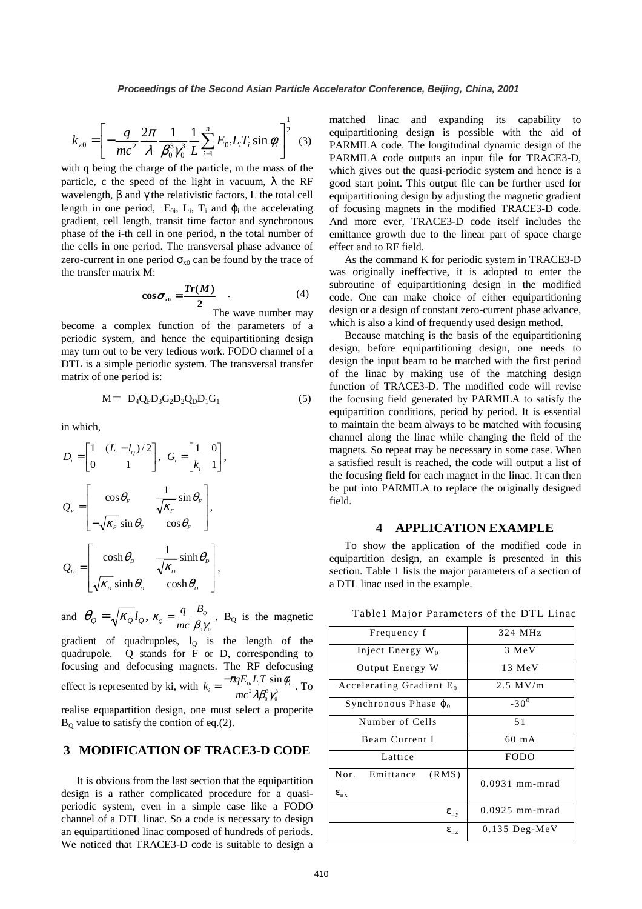$$k_{z0} = \left[ -\frac{q}{mc^2} \frac{2\pi}{\lambda} \frac{1}{\beta_0^3 \gamma_0^3} \frac{1}{L} \sum_{i=1}^{n} E_{0i} L_i T_i \sin\phi_i \right]^{\frac{1}{2}} \quad (3)$$

with q being the charge of the particle, m the mass of the particle, c the speed of the light in vacuum, $\lambda$ the RF wavelength, $\beta$ and $\gamma$ the relativistic factors, L the total cell length in one period, $E_{0i}$, $L_i$, $T_i$ and $\varphi_i$ the accelerating gradient, cell length, transit time factor and synchronous phase of the i-th cell in one period, n the total number of the cells in one period. The transversal phase advance of zero-current in one period $\sigma_{x0}$ can be found by the trace of the transfer matrix M:

$$\cos\sigma_{x0} = \frac{Tr(M)}{2} \quad . \quad (4)$$

The wave number may become a complex function of the parameters of a periodic system, and hence the equipartitioning design may turn out to be very tedious work. FODO channel of a DTL is a simple periodic system. The transversal transfer matrix of one period is:

$$M = D_4 Q_F D_3 G_2 D_2 Q_D D_1 G_1 \quad (5)$$

in which,

$$D_i = \begin{bmatrix} 1 & (L_i - l_Q)/2 \\ 0 & 1 \end{bmatrix}, \; G_i = \begin{bmatrix} 1 & 0 \\ k_i & 1 \end{bmatrix},$$

$$Q_F = \begin{bmatrix} \cos\theta_F & \frac{1}{\sqrt{\kappa_F}} \sin\theta_F \\ -\sqrt{\kappa_F} \sin\theta_F & \cos\theta_F \end{bmatrix},$$

$$Q_D = \begin{bmatrix} \cosh\theta_D & \frac{1}{\sqrt{\kappa_D}} \sinh\theta_D \\ \sqrt{\kappa_D} \sinh\theta_D & \cosh\theta_D \end{bmatrix},$$

and $\theta_Q = \sqrt{\kappa_Q} l_Q$, $\kappa_Q = \frac{q}{mc} \frac{B_Q}{\beta_0 \gamma_0}$, $B_Q$ is the magnetic gradient of quadrupoles, $l_Q$ is the length of the quadrupole. Q stands for F or D, corresponding to focusing and defocusing magnets. The RF defocusing effect is represented by ki, with $k_i = \frac{-\pi q E_{0i} L_i T_i \sin\phi_i}{mc^2 \lambda \beta_0^3 \gamma_0^3}$. To realise equapartition design, one must select a properite $B_Q$ value to satisfy the contion of eq.(2).

## 3 MODIFICATION OF TRACE3-D CODE

It is obvious from the last section that the equipartition design is a rather complicated procedure for a quasi-periodic system, even in a simple case like a FODO channel of a DTL linac. So a code is necessary to design an equipartitioned linac composed of hundreds of periods. We noticed that TRACE3-D code is suitable to design a matched linac and expanding its capability to equipartitioning design is possible with the aid of PARMILA code. The longitudinal dynamic design of the PARMILA code outputs an input file for TRACE3-D, which gives out the quasi-periodic system and hence is a good start point. This output file can be further used for equipartitioning design by adjusting the magnetic gradient of focusing magnets in the modified TRACE3-D code. And more ever, TRACE3-D code itself includes the emittance growth due to the linear part of space charge effect and to RF field.

As the command K for periodic system in TRACE3-D was originally ineffective, it is adopted to enter the subroutine of equipartitioning design in the modified code. One can make choice of either equipartitioning design or a design of constant zero-current phase advance, which is also a kind of frequently used design method.

Because matching is the basis of the equipartitioning design, before equipartitioning design, one needs to design the input beam to be matched with the first period of the linac by making use of the matching design function of TRACE3-D. The modified code will revise the focusing field generated by PARMILA to satisfy the equipartition conditions, period by period. It is essential to maintain the beam always to be matched with focusing channel along the linac while changing the field of the magnets. So repeat may be necessary in some case. When a satisfied result is reached, the code will output a list of the focusing field for each magnet in the linac. It can then be put into PARMILA to replace the originally designed field.

## 4 APPLICATION EXAMPLE

To show the application of the modified code in equipartition design, an example is presented in this section. Table 1 lists the major parameters of a section of a DTL linac used in the example.

Table1 Major Parameters of the DTL Linac

| Frequency f | 324 MHz |
|---|---|
| Inject Energy $W_0$ | 3 MeV |
| Output Energy W | 13 MeV |
| Accelerating Gradient $E_0$ | 2.5 MV/m |
| Synchronous Phase $\varphi_0$ | $-30^0$ |
| Number of Cells | 51 |
| Beam Current I | 60 mA |
| Lattice | FODO |
| Nor. Emittance (RMS) $\varepsilon_{nx}$ | 0.0931 mm-mrad |
| $\varepsilon_{ny}$ | 0.0925 mm-mrad |
| $\varepsilon_{nz}$ | 0.135 Deg-MeV |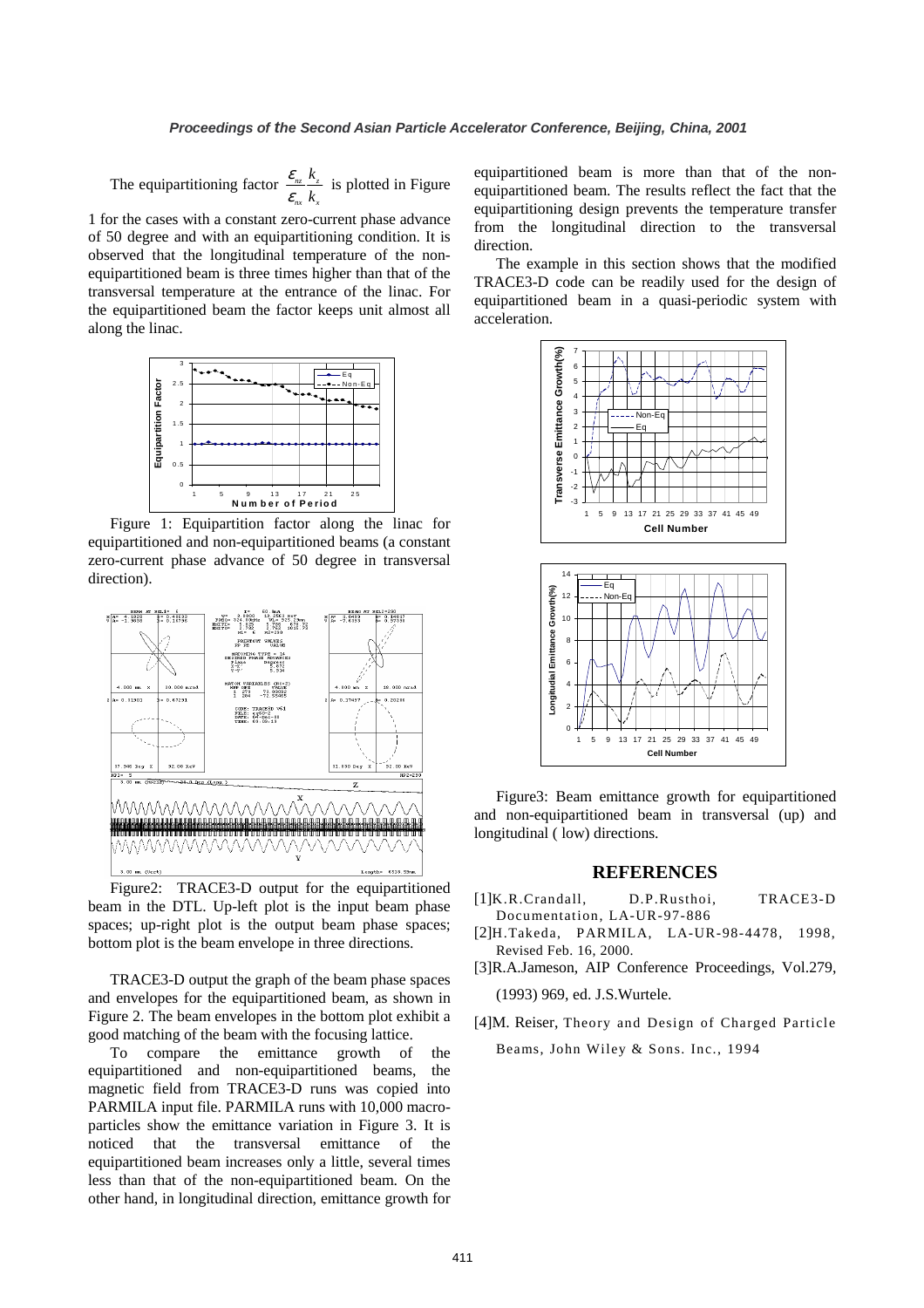The equipartitioning factor $\frac{\varepsilon_{nz} k_z}{\varepsilon_{nx} k_x}$ is plotted in Figure 1 for the cases with a constant zero-current phase advance of 50 degree and with an equipartitioning condition. It is observed that the longitudinal temperature of the non-equipartitioned beam is three times higher than that of the transversal temperature at the entrance of the linac. For the equipartitioned beam the factor keeps unit almost all along the linac.

Equipartition Factor
Eq
Non-Eq
Number of Period
0
0.5
1
1.5
2
2.5
3
1 5 9 13 17 21 25

Figure 1: Equipartition factor along the linac for equipartitioned and non-equipartitioned beams (a constant zero-current phase advance of 50 degree in transversal direction).

Figure2: TRACE3-D output for the equipartitioned beam in the DTL. Up-left plot is the input beam phase spaces; up-right plot is the output beam phase spaces; bottom plot is the beam envelope in three directions.

TRACE3-D output the graph of the beam phase spaces and envelopes for the equipartitioned beam, as shown in Figure 2. The beam envelopes in the bottom plot exhibit a good matching of the beam with the focusing lattice.

To compare the emittance growth of the equipartitioned and non-equipartitioned beams, the magnetic field from TRACE3-D runs was copied into PARMILA input file. PARMILA runs with 10,000 macro-particles show the emittance variation in Figure 3. It is noticed that the transversal emittance of the equipartitioned beam increases only a little, several times less than that of the non-equipartitioned beam. On the other hand, in longitudinal direction, emittance growth for equipartitioned beam is more than that of the non-equipartitioned beam. The results reflect the fact that the equipartitioning design prevents the temperature transfer from the longitudinal direction to the transversal direction.

The example in this section shows that the modified TRACE3-D code can be readily used for the design of equipartitioned beam in a quasi-periodic system with acceleration.

Transverse Emittance Growth(%)
Non-Eq
Eq
Cell Number
-3
-2
-1
0
1
2
3
4
5
6
7
1 5 9 13 17 21 25 29 33 37 41 45 49

Longitudinal Emittance Growth(%)
Eq
Non-Eq
Cell Number
0
2
4
6
8
10
12
14
1 5 9 13 17 21 25 29 33 37 41 45 49

Figure3: Beam emittance growth for equipartitioned and non-equipartitioned beam in transversal (up) and longitudinal ( low) directions.

## REFERENCES

[1]K.R.Crandall, D.P.Rusthoi, TRACE3-D Documentation, LA-UR-97-886

[2]H.Takeda, PARMILA, LA-UR-98-4478, 1998, Revised Feb. 16, 2000.

[3]R.A.Jameson, AIP Conference Proceedings, Vol.279, (1993) 969, ed. J.S.Wurtele.

[4]M. Reiser, Theory and Design of Charged Particle Beams, John Wiley & Sons. Inc., 1994